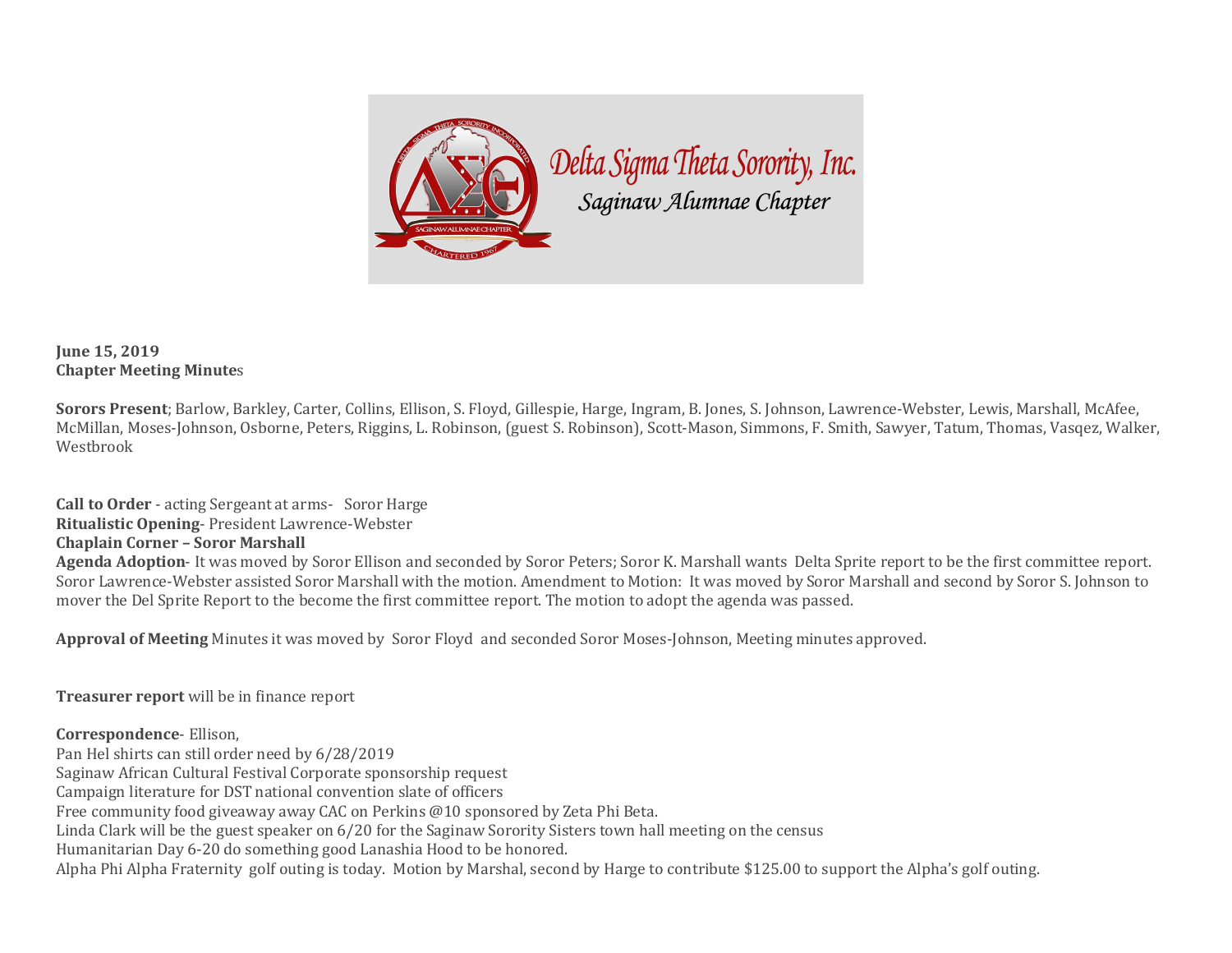Delta Sigma Theta Sorority, Inc.
Saginaw Alumnae Chapter

**June 15, 2019**
**Chapter Meeting Minute**s

**Sorors Present**; Barlow, Barkley, Carter, Collins, Ellison, S. Floyd, Gillespie, Harge, Ingram, B. Jones, S. Johnson, Lawrence-Webster, Lewis, Marshall, McAfee, McMillan, Moses-Johnson, Osborne, Peters, Riggins, L. Robinson, (guest S. Robinson), Scott-Mason, Simmons, F. Smith, Sawyer, Tatum, Thomas, Vasqez, Walker, Westbrook

**Call to Order** - acting Sergeant at arms- Soror Harge
**Ritualistic Opening**- President Lawrence-Webster
**Chaplain Corner – Soror Marshall**
**Agenda Adoption**- It was moved by Soror Ellison and seconded by Soror Peters; Soror K. Marshall wants Delta Sprite report to be the first committee report. Soror Lawrence-Webster assisted Soror Marshall with the motion. Amendment to Motion: It was moved by Soror Marshall and second by Soror S. Johnson to mover the Del Sprite Report to the become the first committee report. The motion to adopt the agenda was passed.

**Approval of Meeting** Minutes it was moved by Soror Floyd and seconded Soror Moses-Johnson, Meeting minutes approved.

**Treasurer report** will be in finance report

**Correspondence**- Ellison,
Pan Hel shirts can still order need by 6/28/2019
Saginaw African Cultural Festival Corporate sponsorship request
Campaign literature for DST national convention slate of officers
Free community food giveaway away CAC on Perkins @10 sponsored by Zeta Phi Beta.
Linda Clark will be the guest speaker on 6/20 for the Saginaw Sorority Sisters town hall meeting on the census
Humanitarian Day 6-20 do something good Lanashia Hood to be honored.
Alpha Phi Alpha Fraternity golf outing is today. Motion by Marshal, second by Harge to contribute $125.00 to support the Alpha's golf outing.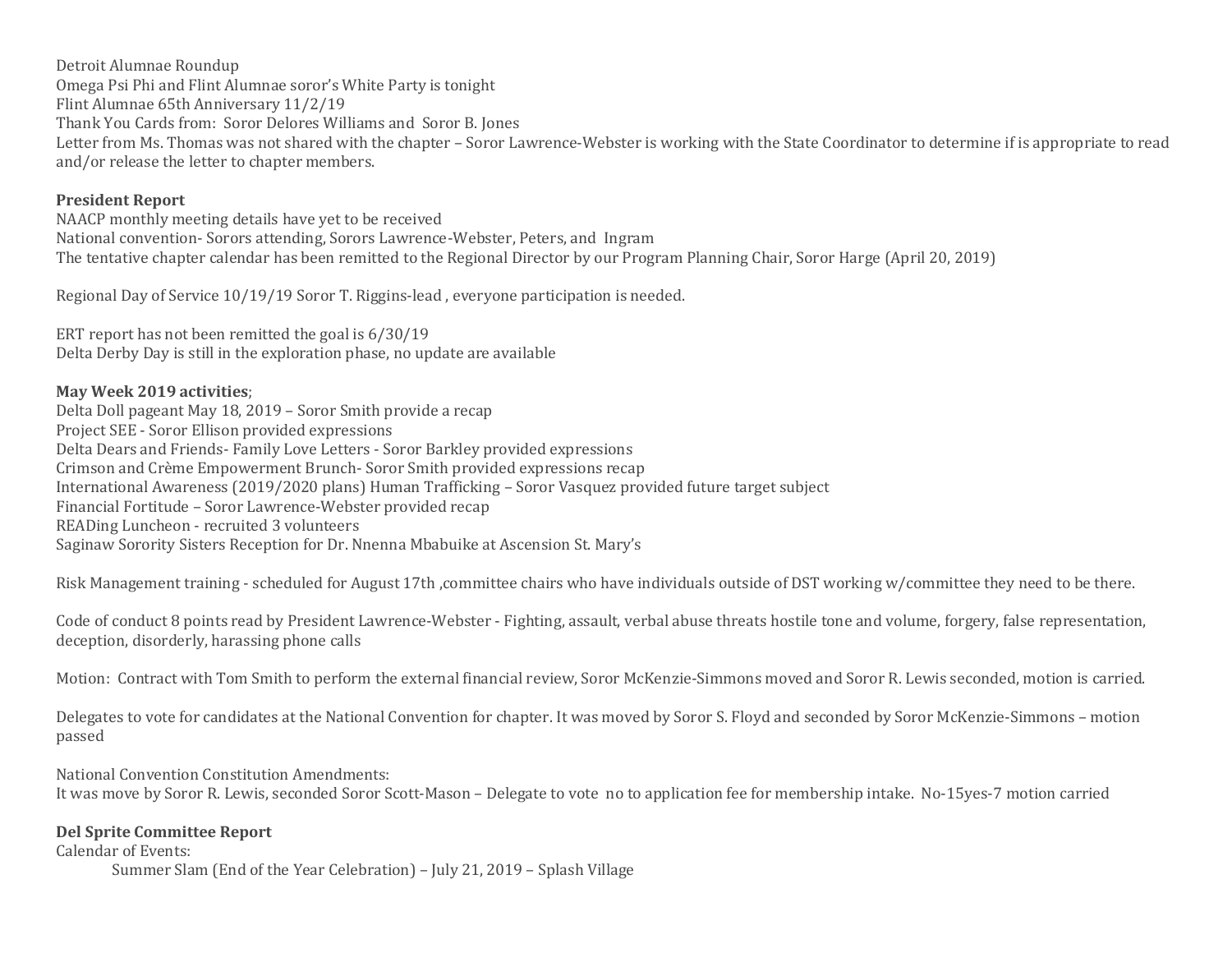Detroit Alumnae Roundup
Omega Psi Phi and Flint Alumnae soror's White Party is tonight
Flint Alumnae 65th Anniversary 11/2/19
Thank You Cards from: Soror Delores Williams and Soror B. Jones
Letter from Ms. Thomas was not shared with the chapter – Soror Lawrence-Webster is working with the State Coordinator to determine if is appropriate to read and/or release the letter to chapter members.

**President Report**
NAACP monthly meeting details have yet to be received
National convention- Sorors attending, Sorors Lawrence-Webster, Peters, and Ingram
The tentative chapter calendar has been remitted to the Regional Director by our Program Planning Chair, Soror Harge (April 20, 2019)

Regional Day of Service 10/19/19 Soror T. Riggins-lead , everyone participation is needed.

ERT report has not been remitted the goal is 6/30/19
Delta Derby Day is still in the exploration phase, no update are available

**May Week 2019 activities**;
Delta Doll pageant May 18, 2019 – Soror Smith provide a recap
Project SEE - Soror Ellison provided expressions
Delta Dears and Friends- Family Love Letters - Soror Barkley provided expressions
Crimson and Crème Empowerment Brunch- Soror Smith provided expressions recap
International Awareness (2019/2020 plans) Human Trafficking – Soror Vasquez provided future target subject
Financial Fortitude – Soror Lawrence-Webster provided recap
READing Luncheon - recruited 3 volunteers
Saginaw Sorority Sisters Reception for Dr. Nnenna Mbabuike at Ascension St. Mary's

Risk Management training - scheduled for August 17th ,committee chairs who have individuals outside of DST working w/committee they need to be there.

Code of conduct 8 points read by President Lawrence-Webster - Fighting, assault, verbal abuse threats hostile tone and volume, forgery, false representation, deception, disorderly, harassing phone calls

Motion: Contract with Tom Smith to perform the external financial review, Soror McKenzie-Simmons moved and Soror R. Lewis seconded, motion is carried.

Delegates to vote for candidates at the National Convention for chapter. It was moved by Soror S. Floyd and seconded by Soror McKenzie-Simmons – motion passed

National Convention Constitution Amendments:
It was move by Soror R. Lewis, seconded Soror Scott-Mason – Delegate to vote no to application fee for membership intake. No-15yes-7 motion carried

**Del Sprite Committee Report**
Calendar of Events:

  Summer Slam (End of the Year Celebration) – July 21, 2019 – Splash Village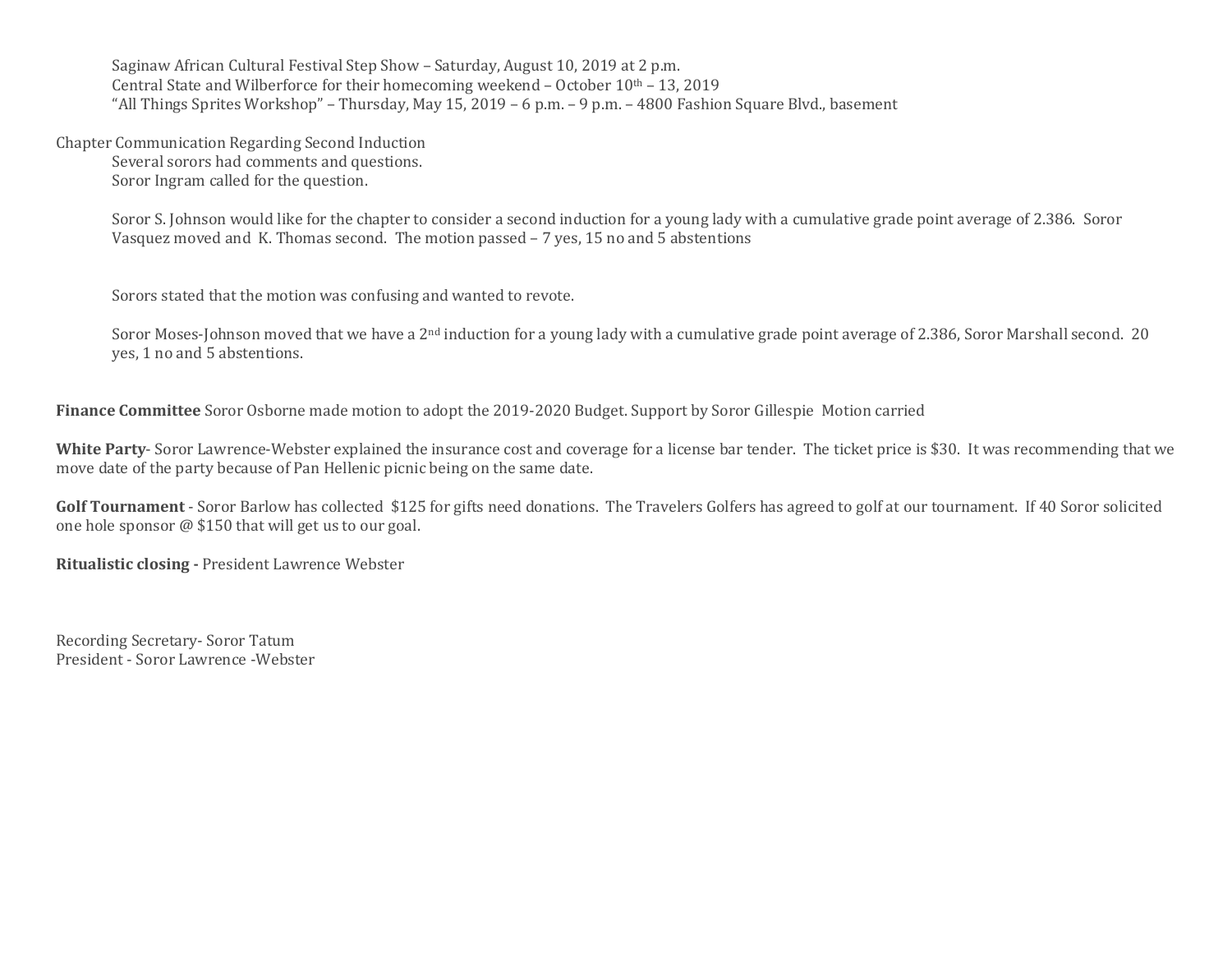Saginaw African Cultural Festival Step Show – Saturday, August 10, 2019 at 2 p.m.
Central State and Wilberforce for their homecoming weekend – October 10th – 13, 2019
"All Things Sprites Workshop" – Thursday, May 15, 2019 – 6 p.m. – 9 p.m. – 4800 Fashion Square Blvd., basement

Chapter Communication Regarding Second Induction
Several sorors had comments and questions.
Soror Ingram called for the question.

Soror S. Johnson would like for the chapter to consider a second induction for a young lady with a cumulative grade point average of 2.386. Soror Vasquez moved and K. Thomas second. The motion passed – 7 yes, 15 no and 5 abstentions

Sorors stated that the motion was confusing and wanted to revote.

Soror Moses-Johnson moved that we have a 2nd induction for a young lady with a cumulative grade point average of 2.386, Soror Marshall second. 20 yes, 1 no and 5 abstentions.

**Finance Committee** Soror Osborne made motion to adopt the 2019-2020 Budget. Support by Soror Gillespie Motion carried

**White Party**- Soror Lawrence-Webster explained the insurance cost and coverage for a license bar tender. The ticket price is $30. It was recommending that we move date of the party because of Pan Hellenic picnic being on the same date.

**Golf Tournament** - Soror Barlow has collected $125 for gifts need donations. The Travelers Golfers has agreed to golf at our tournament. If 40 Soror solicited one hole sponsor @ $150 that will get us to our goal.

**Ritualistic closing -** President Lawrence Webster

Recording Secretary- Soror Tatum
President - Soror Lawrence -Webster